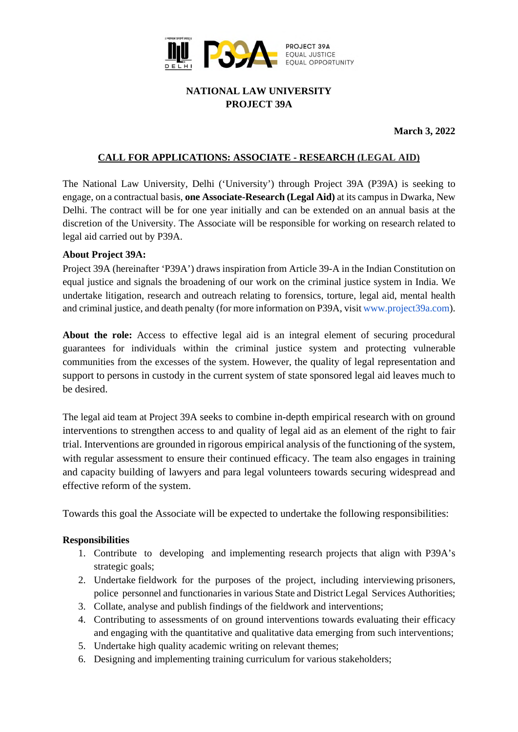**NATIONAL LAW UNIVERSITY**
**PROJECT 39A**

**March 3, 2022**

## CALL FOR APPLICATIONS: ASSOCIATE - RESEARCH (LEGAL AID)

The National Law University, Delhi ('University') through Project 39A (P39A) is seeking to engage, on a contractual basis, **one Associate-Research (Legal Aid)** at its campus in Dwarka, New Delhi. The contract will be for one year initially and can be extended on an annual basis at the discretion of the University. The Associate will be responsible for working on research related to legal aid carried out by P39A.

**About Project 39A:**
Project 39A (hereinafter 'P39A') draws inspiration from Article 39-A in the Indian Constitution on equal justice and signals the broadening of our work on the criminal justice system in India. We undertake litigation, research and outreach relating to forensics, torture, legal aid, mental health and criminal justice, and death penalty (for more information on P39A, visit www.project39a.com).

**About the role:** Access to effective legal aid is an integral element of securing procedural guarantees for individuals within the criminal justice system and protecting vulnerable communities from the excesses of the system. However, the quality of legal representation and support to persons in custody in the current system of state sponsored legal aid leaves much to be desired.

The legal aid team at Project 39A seeks to combine in-depth empirical research with on ground interventions to strengthen access to and quality of legal aid as an element of the right to fair trial. Interventions are grounded in rigorous empirical analysis of the functioning of the system, with regular assessment to ensure their continued efficacy. The team also engages in training and capacity building of lawyers and para legal volunteers towards securing widespread and effective reform of the system.

Towards this goal the Associate will be expected to undertake the following responsibilities:

**Responsibilities**

1. Contribute to developing and implementing research projects that align with P39A's strategic goals;
2. Undertake fieldwork for the purposes of the project, including interviewing prisoners, police personnel and functionaries in various State and District Legal Services Authorities;
3. Collate, analyse and publish findings of the fieldwork and interventions;
4. Contributing to assessments of on ground interventions towards evaluating their efficacy and engaging with the quantitative and qualitative data emerging from such interventions;
5. Undertake high quality academic writing on relevant themes;
6. Designing and implementing training curriculum for various stakeholders;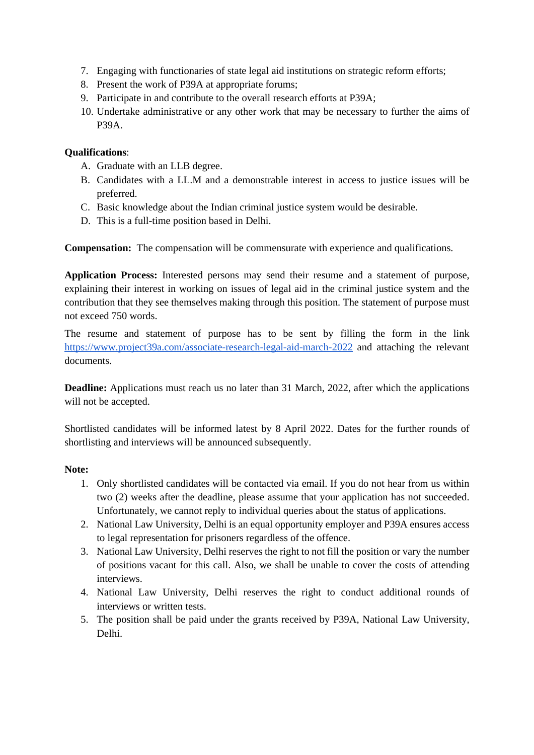7. Engaging with functionaries of state legal aid institutions on strategic reform efforts;
8. Present the work of P39A at appropriate forums;
9. Participate in and contribute to the overall research efforts at P39A;
10. Undertake administrative or any other work that may be necessary to further the aims of P39A.

**Qualifications**:

A. Graduate with an LLB degree.
B. Candidates with a LL.M and a demonstrable interest in access to justice issues will be preferred.
C. Basic knowledge about the Indian criminal justice system would be desirable.
D. This is a full-time position based in Delhi.

**Compensation:** The compensation will be commensurate with experience and qualifications.

**Application Process:** Interested persons may send their resume and a statement of purpose, explaining their interest in working on issues of legal aid in the criminal justice system and the contribution that they see themselves making through this position. The statement of purpose must not exceed 750 words.

The resume and statement of purpose has to be sent by filling the form in the link [https://www.project39a.com/associate-research-legal-aid-march-2022](https://www.project39a.com/associate-research-legal-aid-march-2022) and attaching the relevant documents.

**Deadline:** Applications must reach us no later than 31 March, 2022, after which the applications will not be accepted.

Shortlisted candidates will be informed latest by 8 April 2022. Dates for the further rounds of shortlisting and interviews will be announced subsequently.

**Note:**

1. Only shortlisted candidates will be contacted via email. If you do not hear from us within two (2) weeks after the deadline, please assume that your application has not succeeded. Unfortunately, we cannot reply to individual queries about the status of applications.
2. National Law University, Delhi is an equal opportunity employer and P39A ensures access to legal representation for prisoners regardless of the offence.
3. National Law University, Delhi reserves the right to not fill the position or vary the number of positions vacant for this call. Also, we shall be unable to cover the costs of attending interviews.
4. National Law University, Delhi reserves the right to conduct additional rounds of interviews or written tests.
5. The position shall be paid under the grants received by P39A, National Law University, Delhi.